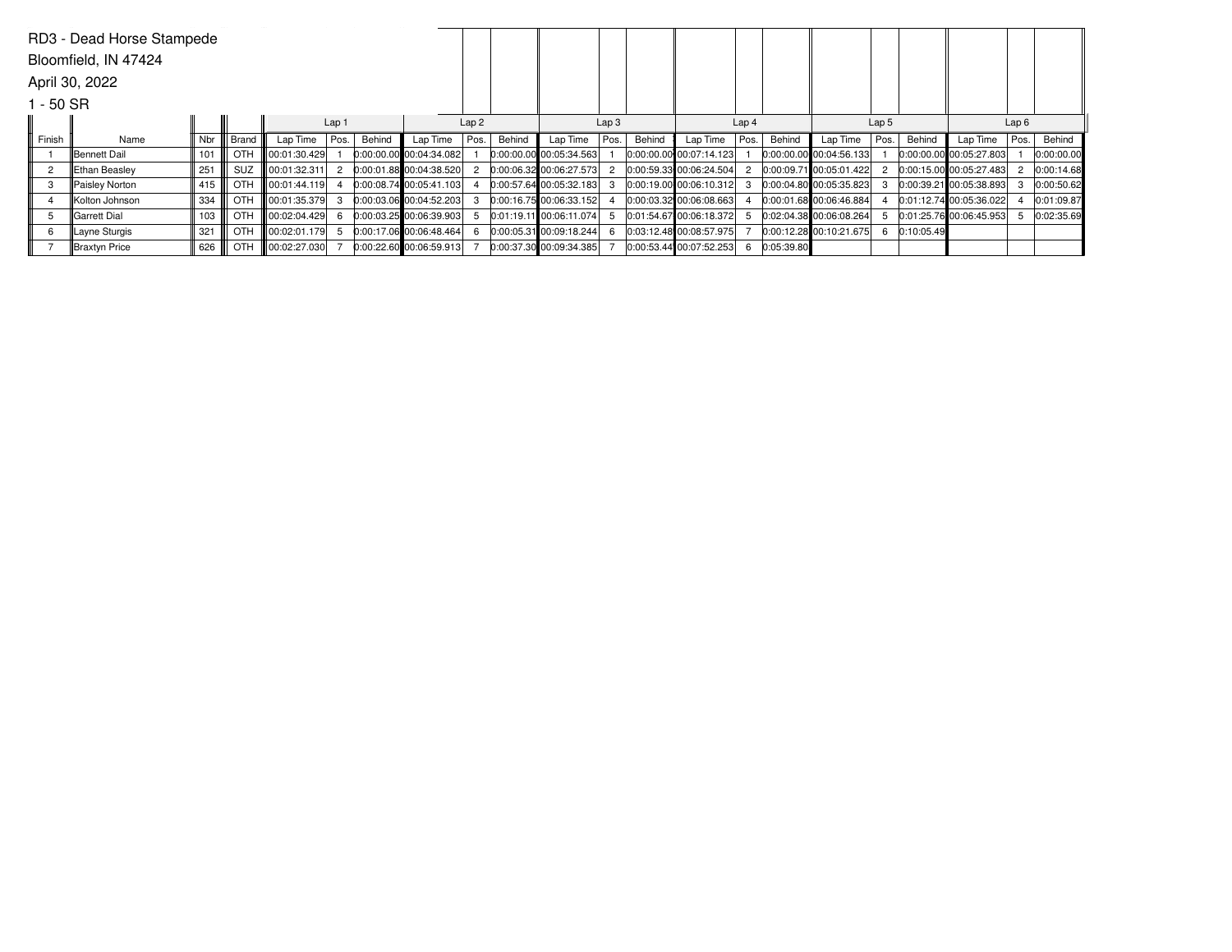RD3 - Dead Horse Stampede

Bloomfield, IN 47424

April 30, 2022

1 - 50 SR

| | | | | Lap 1 | | | Lap 2 | | | Lap 3 | | | Lap 4 | | | Lap 5 | | | Lap 6 | | |
|---|---|---|---|---|---|---|---|---|---|---|---|---|---|---|---|---|---|---|---|---|---|
| Finish | Name | Nbr | Brand | Lap Time | Pos. | Behind | Lap Time | Pos. | Behind | Lap Time | Pos. | Behind | Lap Time | Pos. | Behind | Lap Time | Pos. | Behind | Lap Time | Pos. | Behind |
| 1 | Bennett Dail | 101 | OTH | 00:01:30.429 | 1 | 0:00:00.00 | 00:04:34.082 | 1 | 0:00:00.00 | 00:05:34.563 | 1 | 0:00:00.00 | 00:07:14.123 | 1 | 0:00:00.00 | 00:04:56.133 | 1 | 0:00:00.00 | 00:05:27.803 | 1 | 0:00:00.00 |
| 2 | Ethan Beasley | 251 | SUZ | 00:01:32.311 | 2 | 0:00:01.88 | 00:04:38.520 | 2 | 0:00:06.32 | 00:06:27.573 | 2 | 0:00:59.33 | 00:06:24.504 | 2 | 0:00:09.71 | 00:05:01.422 | 2 | 0:00:15.00 | 00:05:27.483 | 2 | 0:00:14.68 |
| 3 | Paisley Norton | 415 | OTH | 00:01:44.119 | 4 | 0:00:08.74 | 00:05:41.103 | 4 | 0:00:57.64 | 00:05:32.183 | 3 | 0:00:19.00 | 00:06:10.312 | 3 | 0:00:04.80 | 00:05:35.823 | 3 | 0:00:39.21 | 00:05:38.893 | 3 | 0:00:50.62 |
| 4 | Kolton Johnson | 334 | OTH | 00:01:35.379 | 3 | 0:00:03.06 | 00:04:52.203 | 3 | 0:00:16.75 | 00:06:33.152 | 4 | 0:00:03.32 | 00:06:08.663 | 4 | 0:00:01.68 | 00:06:46.884 | 4 | 0:01:12.74 | 00:05:36.022 | 4 | 0:01:09.87 |
| 5 | Garrett Dial | 103 | OTH | 00:02:04.429 | 6 | 0:00:03.25 | 00:06:39.903 | 5 | 0:01:19.11 | 00:06:11.074 | 5 | 0:01:54.67 | 00:06:18.372 | 5 | 0:02:04.38 | 00:06:08.264 | 5 | 0:01:25.76 | 00:06:45.953 | 5 | 0:02:35.69 |
| 6 | Layne Sturgis | 321 | OTH | 00:02:01.179 | 5 | 0:00:17.06 | 00:06:48.464 | 6 | 0:00:05.31 | 00:09:18.244 | 6 | 0:03:12.48 | 00:08:57.975 | 7 | 0:00:12.28 | 00:10:21.675 | 6 | 0:10:05.49 | | | |
| 7 | Braxtyn Price | 626 | OTH | 00:02:27.030 | 7 | 0:00:22.60 | 00:06:59.913 | 7 | 0:00:37.30 | 00:09:34.385 | 7 | 0:00:53.44 | 00:07:52.253 | 6 | 0:05:39.80 | | | | | | |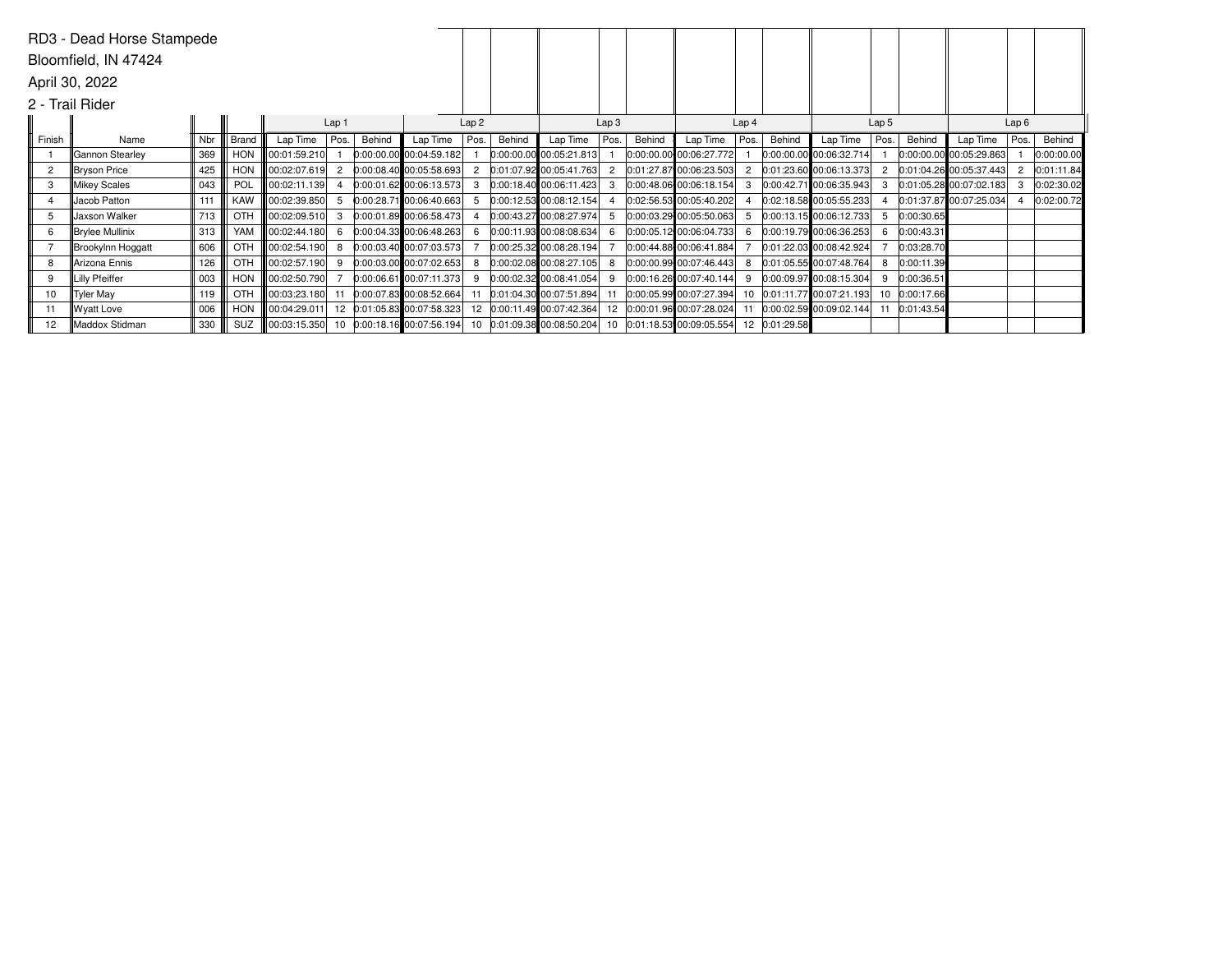RD3 - Dead Horse Stampede

Bloomfield, IN 47424

April 30, 2022

2 - Trail Rider

| Finish | Name | Nbr | Brand | Lap 1 | | | Lap 2 | | | Lap 3 | | | Lap 4 | | | Lap 5 | | | Lap 6 | | |
|---|---|---|---|---|---|---|---|---|---|---|---|---|---|---|---|---|---|---|---|---|---|
| | | | | Lap Time | Pos. | Behind | Lap Time | Pos. | Behind | Lap Time | Pos. | Behind | Lap Time | Pos. | Behind | Lap Time | Pos. | Behind | Lap Time | Pos. | Behind |
| 1 | Gannon Stearley | 369 | HON | 00:01:59.210 | 1 | 0:00:00.00 | 00:04:59.182 | 1 | 0:00:00.00 | 00:05:21.813 | 1 | 0:00:00.00 | 00:06:27.772 | 1 | 0:00:00.00 | 00:06:32.714 | 1 | 0:00:00.00 | 00:05:29.863 | 1 | 0:00:00.00 |
| 2 | Bryson Price | 425 | HON | 00:02:07.619 | 2 | 0:00:08.40 | 00:05:58.693 | 2 | 0:01:07.92 | 00:05:41.763 | 2 | 0:01:27.87 | 00:06:23.503 | 2 | 0:01:23.60 | 00:06:13.373 | 2 | 0:01:04.26 | 00:05:37.443 | 2 | 0:01:11.84 |
| 3 | Mikey Scales | 043 | POL | 00:02:11.139 | 4 | 0:00:01.62 | 00:06:13.573 | 3 | 0:00:18.40 | 00:06:11.423 | 3 | 0:00:48.06 | 00:06:18.154 | 3 | 0:00:42.71 | 00:06:35.943 | 3 | 0:01:05.28 | 00:07:02.183 | 3 | 0:02:30.02 |
| 4 | Jacob Patton | 111 | KAW | 00:02:39.850 | 5 | 0:00:28.71 | 00:06:40.663 | 5 | 0:00:12.53 | 00:08:12.154 | 4 | 0:02:56.53 | 00:05:40.202 | 4 | 0:02:18.58 | 00:05:55.233 | 4 | 0:01:37.87 | 00:07:25.034 | 4 | 0:02:00.72 |
| 5 | Jaxson Walker | 713 | OTH | 00:02:09.510 | 3 | 0:00:01.89 | 00:06:58.473 | 4 | 0:00:43.27 | 00:08:27.974 | 5 | 0:00:03.29 | 00:05:50.063 | 5 | 0:00:13.15 | 00:06:12.733 | 5 | 0:00:30.65 | | | |
| 6 | Brylee Mullinix | 313 | YAM | 00:02:44.180 | 6 | 0:00:04.33 | 00:06:48.263 | 6 | 0:00:11.93 | 00:08:08.634 | 6 | 0:00:05.12 | 00:06:04.733 | 6 | 0:00:19.79 | 00:06:36.253 | 6 | 0:00:43.31 | | | |
| 7 | Brookylnn Hoggatt | 606 | OTH | 00:02:54.190 | 8 | 0:00:03.40 | 00:07:03.573 | 7 | 0:00:25.32 | 00:08:28.194 | 7 | 0:00:44.88 | 00:06:41.884 | 7 | 0:01:22.03 | 00:08:42.924 | 7 | 0:03:28.70 | | | |
| 8 | Arizona Ennis | 126 | OTH | 00:02:57.190 | 9 | 0:00:03.00 | 00:07:02.653 | 8 | 0:00:02.08 | 00:08:27.105 | 8 | 0:00:00.99 | 00:07:46.443 | 8 | 0:01:05.55 | 00:07:48.764 | 8 | 0:00:11.39 | | | |
| 9 | Lilly Pfeiffer | 003 | HON | 00:02:50.790 | 7 | 0:00:06.61 | 00:07:11.373 | 9 | 0:00:02.32 | 00:08:41.054 | 9 | 0:00:16.26 | 00:07:40.144 | 9 | 0:00:09.97 | 00:08:15.304 | 9 | 0:00:36.51 | | | |
| 10 | Tyler May | 119 | OTH | 00:03:23.180 | 11 | 0:00:07.83 | 00:08:52.664 | 11 | 0:01:04.30 | 00:07:51.894 | 11 | 0:00:05.99 | 00:07:27.394 | 10 | 0:01:11.77 | 00:07:21.193 | 10 | 0:00:17.66 | | | |
| 11 | Wyatt Love | 006 | HON | 00:04:29.011 | 12 | 0:01:05.83 | 00:07:58.323 | 12 | 0:00:11.49 | 00:07:42.364 | 12 | 0:00:01.96 | 00:07:28.024 | 11 | 0:00:02.59 | 00:09:02.144 | 11 | 0:01:43.54 | | | |
| 12 | Maddox Stidman | 330 | SUZ | 00:03:15.350 | 10 | 0:00:18.16 | 00:07:56.194 | 10 | 0:01:09.38 | 00:08:50.204 | 10 | 0:01:18.53 | 00:09:05.554 | 12 | 0:01:29.58 | | | | | | |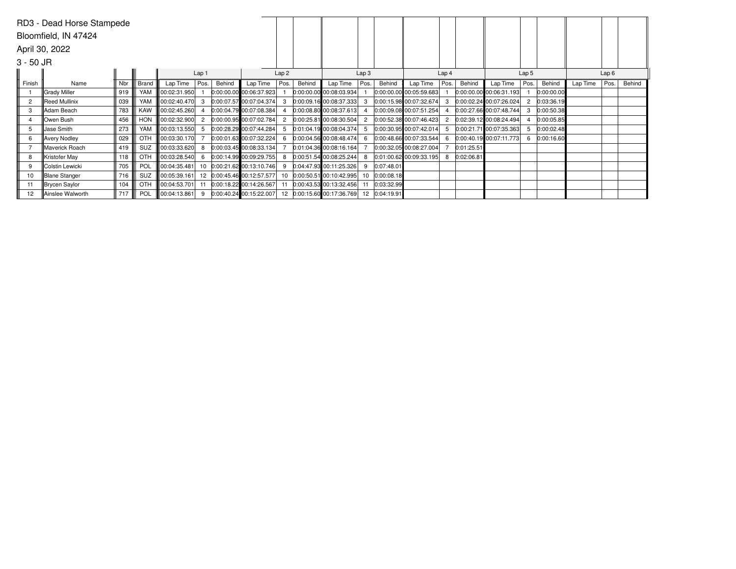RD3 - Dead Horse Stampede

Bloomfield, IN 47424

April 30, 2022

3 - 50 JR

| | | | | Lap 1 | | | Lap 2 | | | Lap 3 | | | Lap 4 | | | Lap 5 | | | Lap 6 | | |
|---|---|---|---|---|---|---|---|---|---|---|---|---|---|---|---|---|---|---|---|---|---|
| Finish | Name | Nbr | Brand | Lap Time | Pos. | Behind | Lap Time | Pos. | Behind | Lap Time | Pos. | Behind | Lap Time | Pos. | Behind | Lap Time | Pos. | Behind | Lap Time | Pos. | Behind |
| 1 | Grady Miller | 919 | YAM | 00:02:31.950 | 1 | 0:00:00.00 | 00:06:37.923 | 1 | 0:00:00.00 | 00:08:03.934 | 1 | 0:00:00.00 | 00:05:59.683 | 1 | 0:00:00.00 | 00:06:31.193 | 1 | 0:00:00.00 | | | |
| 2 | Reed Mullinix | 039 | YAM | 00:02:40.470 | 3 | 0:00:07.57 | 00:07:04.374 | 3 | 0:00:09.16 | 00:08:37.333 | 3 | 0:00:15.98 | 00:07:32.674 | 3 | 0:00:02.24 | 00:07:26.024 | 2 | 0:03:36.19 | | | |
| 3 | Adam Beach | 783 | KAW | 00:02:45.260 | 4 | 0:00:04.79 | 00:07:08.384 | 4 | 0:00:08.80 | 00:08:37.613 | 4 | 0:00:09.08 | 00:07:51.254 | 4 | 0:00:27.66 | 00:07:48.744 | 3 | 0:00:50.38 | | | |
| 4 | Owen Bush | 456 | HON | 00:02:32.900 | 2 | 0:00:00.95 | 00:07:02.784 | 2 | 0:00:25.81 | 00:08:30.504 | 2 | 0:00:52.38 | 00:07:46.423 | 2 | 0:02:39.12 | 00:08:24.494 | 4 | 0:00:05.85 | | | |
| 5 | Jase Smith | 273 | YAM | 00:03:13.550 | 5 | 0:00:28.29 | 00:07:44.284 | 5 | 0:01:04.19 | 00:08:04.374 | 5 | 0:00:30.95 | 00:07:42.014 | 5 | 0:00:21.71 | 00:07:35.363 | 5 | 0:00:02.48 | | | |
| 6 | Avery Nodley | 029 | OTH | 00:03:30.170 | 7 | 0:00:01.63 | 00:07:32.224 | 6 | 0:00:04.56 | 00:08:48.474 | 6 | 0:00:48.66 | 00:07:33.544 | 6 | 0:00:40.19 | 00:07:11.773 | 6 | 0:00:16.60 | | | |
| 7 | Maverick Roach | 419 | SUZ | 00:03:33.620 | 8 | 0:00:03.45 | 00:08:33.134 | 7 | 0:01:04.36 | 00:08:16.164 | 7 | 0:00:32.05 | 00:08:27.004 | 7 | 0:01:25.51 | | | | | | |
| 8 | Kristofer May | 118 | OTH | 00:03:28.540 | 6 | 0:00:14.99 | 00:09:29.755 | 8 | 0:00:51.54 | 00:08:25.244 | 8 | 0:01:00.62 | 00:09:33.195 | 8 | 0:02:06.81 | | | | | | |
| 9 | Colstin Lewicki | 705 | POL | 00:04:35.481 | 10 | 0:00:21.62 | 00:13:10.746 | 9 | 0:04:47.93 | 00:11:25.326 | 9 | 0:07:48.01 | | | | | | | | | |
| 10 | Blane Stanger | 716 | SUZ | 00:05:39.161 | 12 | 0:00:45.46 | 00:12:57.577 | 10 | 0:00:50.51 | 00:10:42.995 | 10 | 0:00:08.18 | | | | | | | | | |
| 11 | Brycen Saylor | 104 | OTH | 00:04:53.701 | 11 | 0:00:18.22 | 00:14:26.567 | 11 | 0:00:43.53 | 00:13:32.456 | 11 | 0:03:32.99 | | | | | | | | | |
| 12 | Ainslee Walworth | 717 | POL | 00:04:13.861 | 9 | 0:00:40.24 | 00:15:22.007 | 12 | 0:00:15.60 | 00:17:36.769 | 12 | 0:04:19.91 | | | | | | | | | |